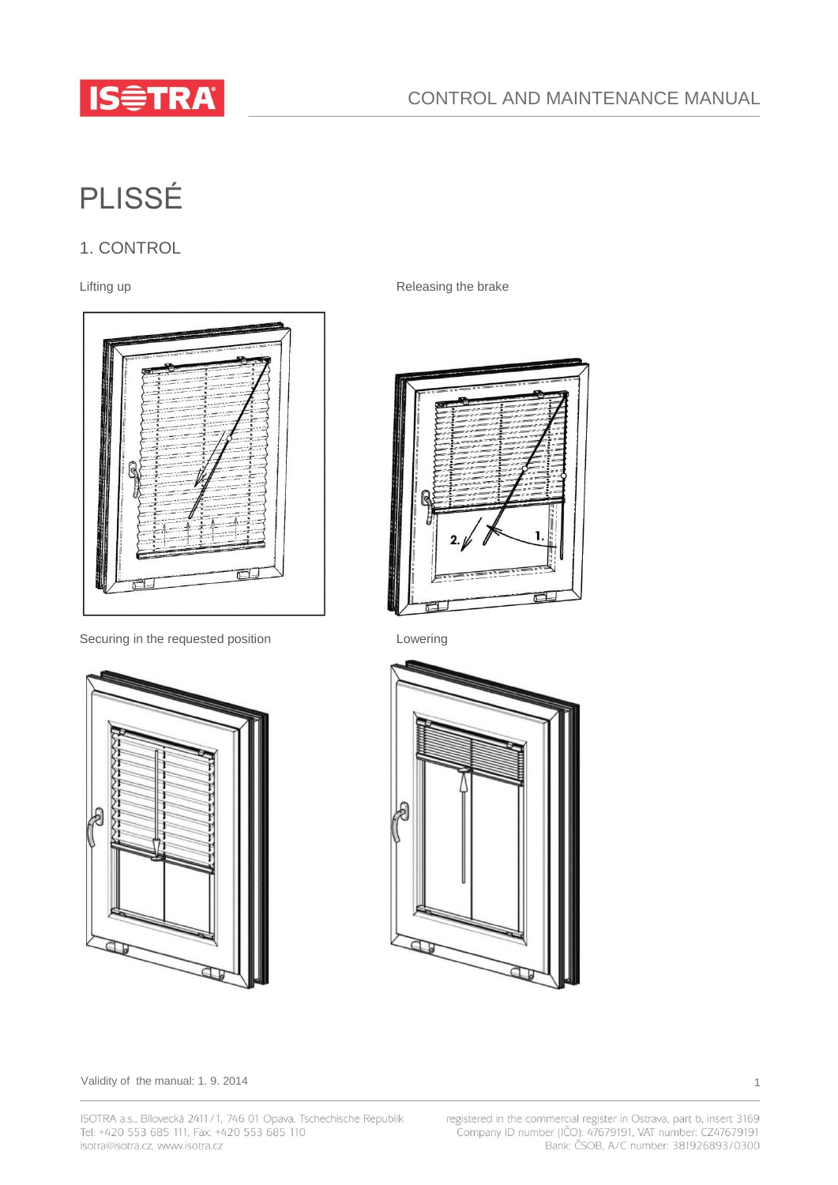# PLISSÉ

## 1. CONTROL

Lifting up

Releasing the brake

Securing in the requested position

Lowering

Validity of the manual: 1. 9. 2014

ISOTRA a.s., Bílovecká 2411/1, 746 01 Opava, Tschechische Republik
Tel: +420 553 685 111, Fax: +420 553 685 110
isotra@isotra.cz, www.isotra.cz

registered in the commercial register in Ostrava, part b, insert 3169
Company ID number (IČO): 47679191, VAT number: CZ47679191
Bank: ČSOB, A/C number: 381926893/0300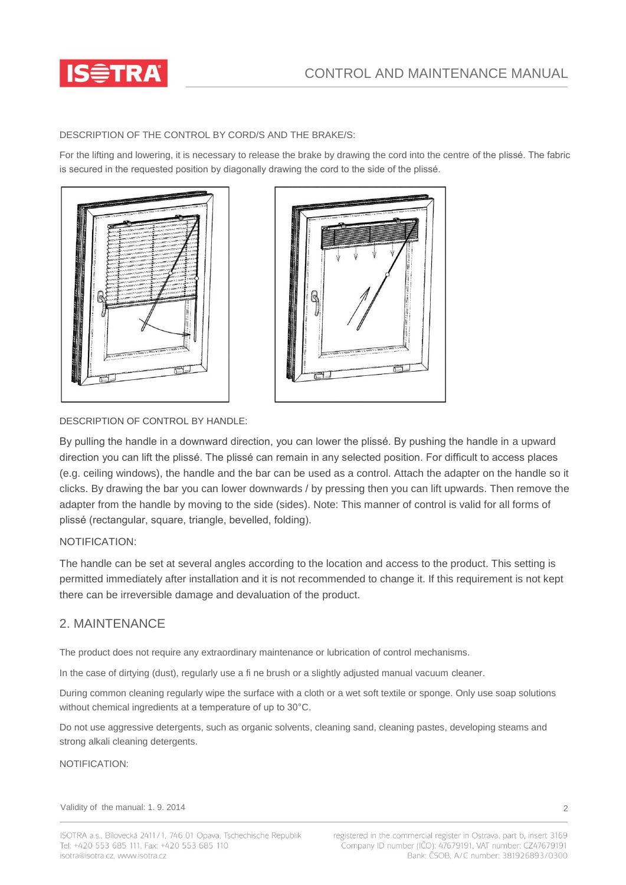DESCRIPTION OF THE CONTROL BY CORD/S AND THE BRAKE/S:

For the lifting and lowering, it is necessary to release the brake by drawing the cord into the centre of the plissé. The fabric is secured in the requested position by diagonally drawing the cord to the side of the plissé.

DESCRIPTION OF CONTROL BY HANDLE:

By pulling the handle in a downward direction, you can lower the plissé. By pushing the handle in a upward direction you can lift the plissé. The plissé can remain in any selected position. For difficult to access places (e.g. ceiling windows), the handle and the bar can be used as a control. Attach the adapter on the handle so it clicks. By drawing the bar you can lower downwards / by pressing then you can lift upwards. Then remove the adapter from the handle by moving to the side (sides). Note: This manner of control is valid for all forms of plissé (rectangular, square, triangle, bevelled, folding).

NOTIFICATION:

The handle can be set at several angles according to the location and access to the product. This setting is permitted immediately after installation and it is not recommended to change it. If this requirement is not kept there can be irreversible damage and devaluation of the product.

## 2. MAINTENANCE

The product does not require any extraordinary maintenance or lubrication of control mechanisms.

In the case of dirtying (dust), regularly use a fi ne brush or a slightly adjusted manual vacuum cleaner.

During common cleaning regularly wipe the surface with a cloth or a wet soft textile or sponge. Only use soap solutions without chemical ingredients at a temperature of up to 30°C.

Do not use aggressive detergents, such as organic solvents, cleaning sand, cleaning pastes, developing steams and strong alkali cleaning detergents.

NOTIFICATION: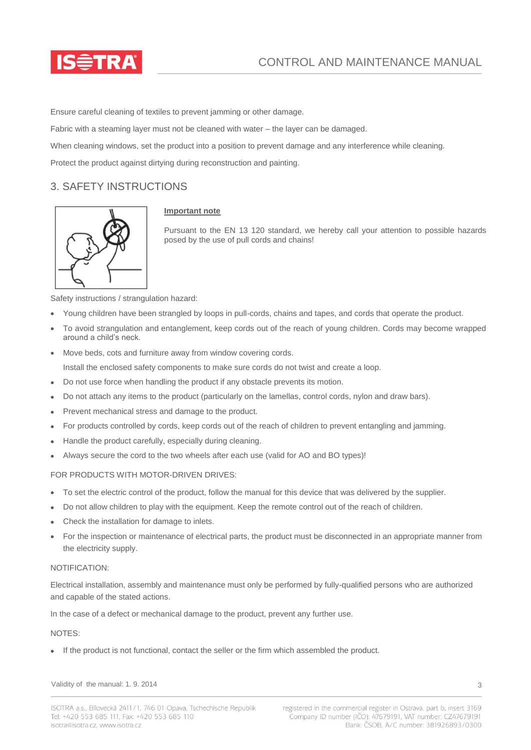Ensure careful cleaning of textiles to prevent jamming or other damage.

Fabric with a steaming layer must not be cleaned with water – the layer can be damaged.

When cleaning windows, set the product into a position to prevent damage and any interference while cleaning.

Protect the product against dirtying during reconstruction and painting.

## 3. SAFETY INSTRUCTIONS

**Important note**

Pursuant to the EN 13 120 standard, we hereby call your attention to possible hazards posed by the use of pull cords and chains!

Safety instructions / strangulation hazard:

- Young children have been strangled by loops in pull-cords, chains and tapes, and cords that operate the product.
- To avoid strangulation and entanglement, keep cords out of the reach of young children. Cords may become wrapped around a child's neck.
- Move beds, cots and furniture away from window covering cords.

  Install the enclosed safety components to make sure cords do not twist and create a loop.
- Do not use force when handling the product if any obstacle prevents its motion.
- Do not attach any items to the product (particularly on the lamellas, control cords, nylon and draw bars).
- Prevent mechanical stress and damage to the product.
- For products controlled by cords, keep cords out of the reach of children to prevent entangling and jamming.
- Handle the product carefully, especially during cleaning.
- Always secure the cord to the two wheels after each use (valid for AO and BO types)!

FOR PRODUCTS WITH MOTOR-DRIVEN DRIVES:

- To set the electric control of the product, follow the manual for this device that was delivered by the supplier.
- Do not allow children to play with the equipment. Keep the remote control out of the reach of children.
- Check the installation for damage to inlets.
- For the inspection or maintenance of electrical parts, the product must be disconnected in an appropriate manner from the electricity supply.

NOTIFICATION:

Electrical installation, assembly and maintenance must only be performed by fully-qualified persons who are authorized and capable of the stated actions.

In the case of a defect or mechanical damage to the product, prevent any further use.

NOTES:

- If the product is not functional, contact the seller or the firm which assembled the product.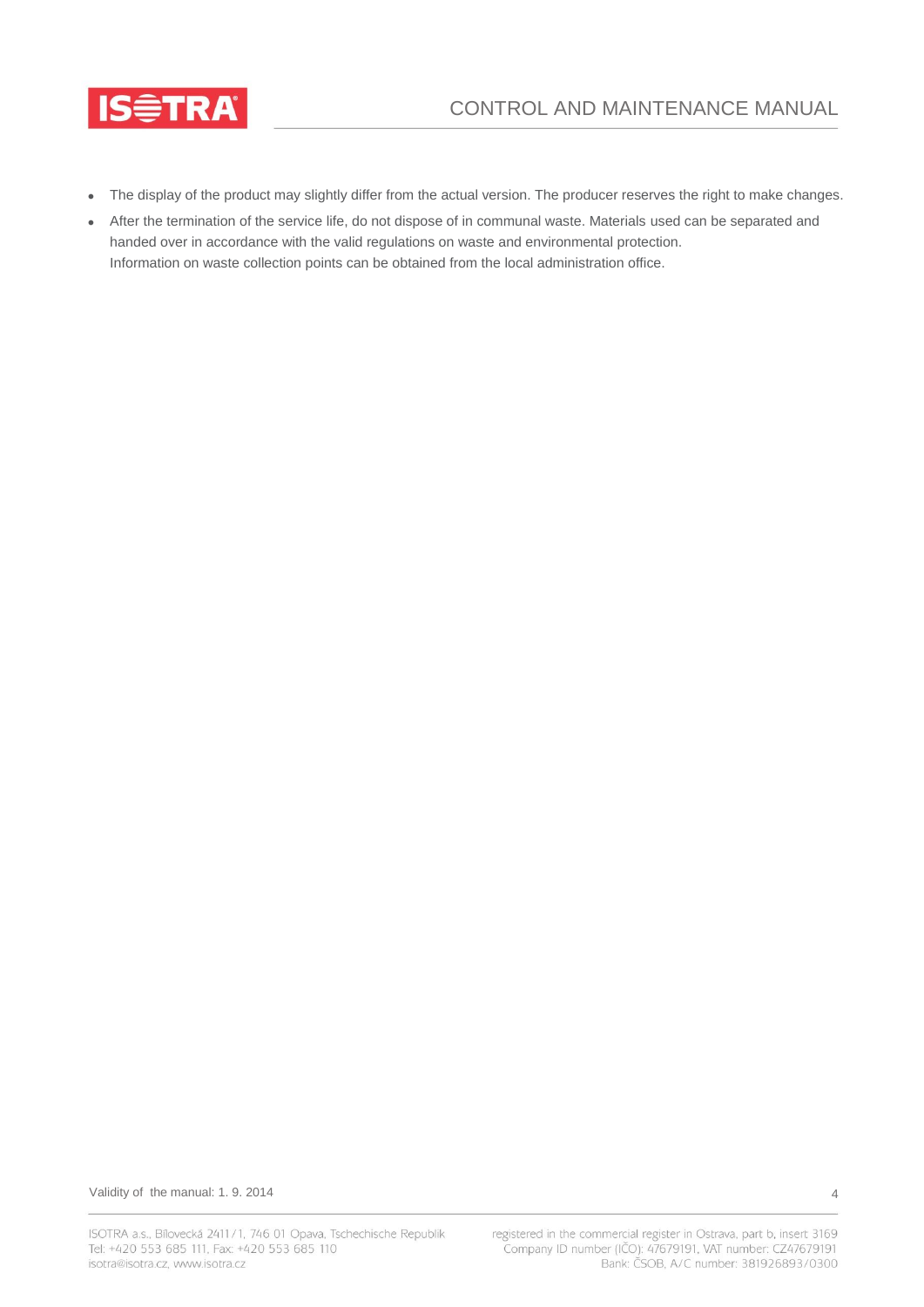- The display of the product may slightly differ from the actual version. The producer reserves the right to make changes.
- After the termination of the service life, do not dispose of in communal waste. Materials used can be separated and handed over in accordance with the valid regulations on waste and environmental protection.
  Information on waste collection points can be obtained from the local administration office.